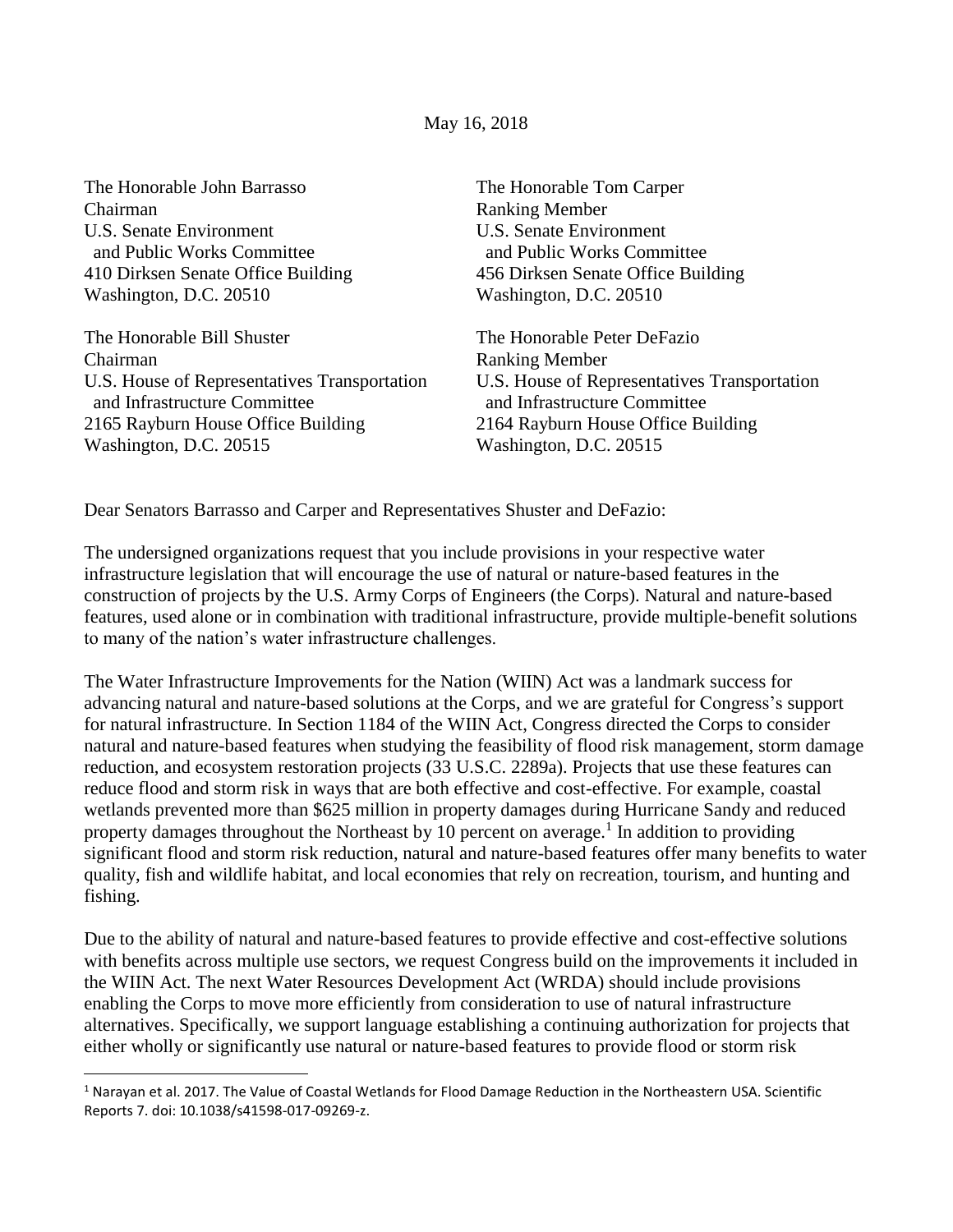May 16, 2018

The Honorable John Barrasso
Chairman
U.S. Senate Environment
and Public Works Committee
410 Dirksen Senate Office Building
Washington, D.C. 20510

The Honorable Tom Carper
Ranking Member
U.S. Senate Environment
and Public Works Committee
456 Dirksen Senate Office Building
Washington, D.C. 20510

The Honorable Bill Shuster
Chairman
U.S. House of Representatives Transportation
and Infrastructure Committee
2165 Rayburn House Office Building
Washington, D.C. 20515

The Honorable Peter DeFazio
Ranking Member
U.S. House of Representatives Transportation
and Infrastructure Committee
2164 Rayburn House Office Building
Washington, D.C. 20515

Dear Senators Barrasso and Carper and Representatives Shuster and DeFazio:

The undersigned organizations request that you include provisions in your respective water infrastructure legislation that will encourage the use of natural or nature-based features in the construction of projects by the U.S. Army Corps of Engineers (the Corps). Natural and nature-based features, used alone or in combination with traditional infrastructure, provide multiple-benefit solutions to many of the nation's water infrastructure challenges.

The Water Infrastructure Improvements for the Nation (WIIN) Act was a landmark success for advancing natural and nature-based solutions at the Corps, and we are grateful for Congress's support for natural infrastructure. In Section 1184 of the WIIN Act, Congress directed the Corps to consider natural and nature-based features when studying the feasibility of flood risk management, storm damage reduction, and ecosystem restoration projects (33 U.S.C. 2289a). Projects that use these features can reduce flood and storm risk in ways that are both effective and cost-effective. For example, coastal wetlands prevented more than $625 million in property damages during Hurricane Sandy and reduced property damages throughout the Northeast by 10 percent on average.[1] In addition to providing significant flood and storm risk reduction, natural and nature-based features offer many benefits to water quality, fish and wildlife habitat, and local economies that rely on recreation, tourism, and hunting and fishing.

Due to the ability of natural and nature-based features to provide effective and cost-effective solutions with benefits across multiple use sectors, we request Congress build on the improvements it included in the WIIN Act. The next Water Resources Development Act (WRDA) should include provisions enabling the Corps to move more efficiently from consideration to use of natural infrastructure alternatives. Specifically, we support language establishing a continuing authorization for projects that either wholly or significantly use natural or nature-based features to provide flood or storm risk

[1] Narayan et al. 2017. The Value of Coastal Wetlands for Flood Damage Reduction in the Northeastern USA. Scientific Reports 7. doi: 10.1038/s41598-017-09269-z.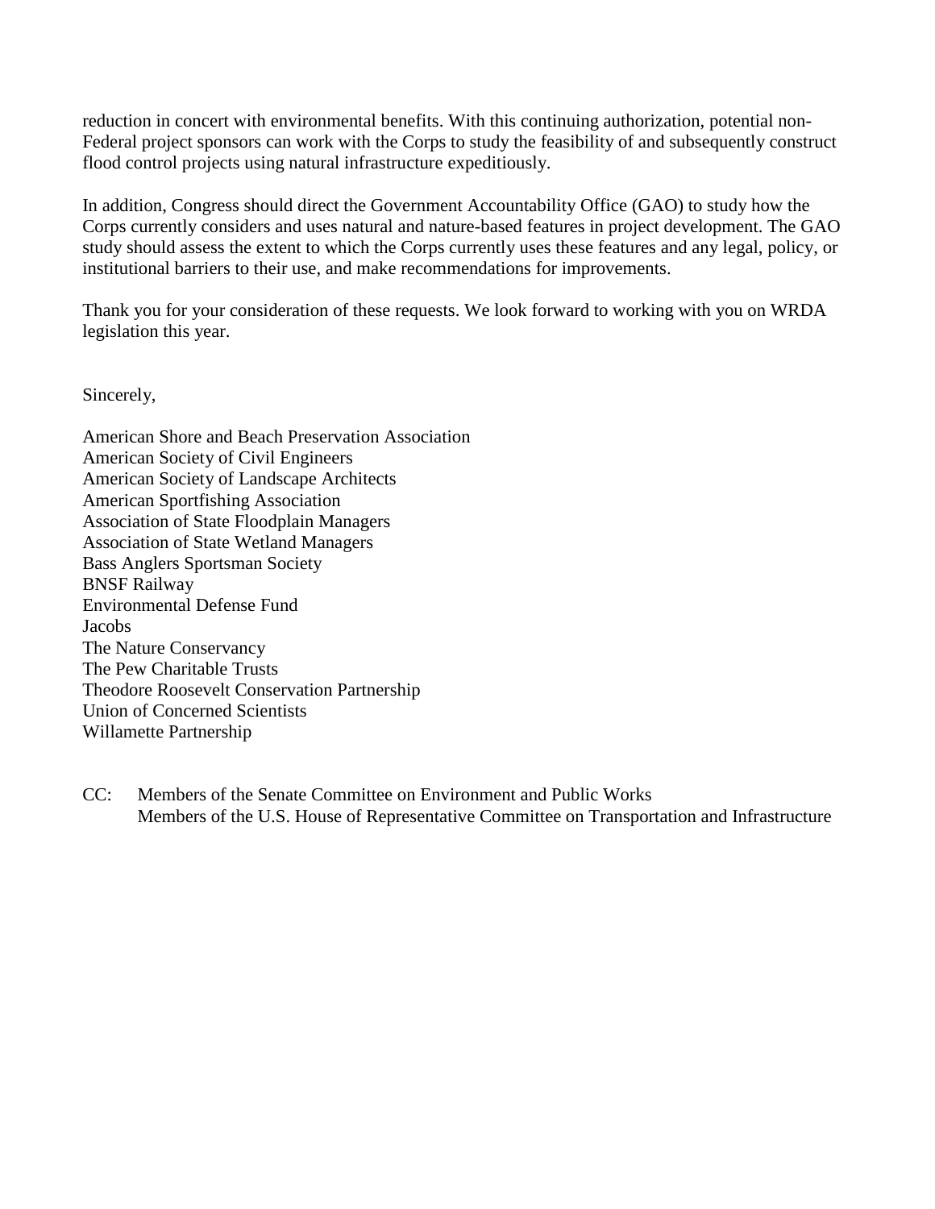reduction in concert with environmental benefits. With this continuing authorization, potential non-Federal project sponsors can work with the Corps to study the feasibility of and subsequently construct flood control projects using natural infrastructure expeditiously.

In addition, Congress should direct the Government Accountability Office (GAO) to study how the Corps currently considers and uses natural and nature-based features in project development. The GAO study should assess the extent to which the Corps currently uses these features and any legal, policy, or institutional barriers to their use, and make recommendations for improvements.

Thank you for your consideration of these requests. We look forward to working with you on WRDA legislation this year.

Sincerely,

American Shore and Beach Preservation Association
American Society of Civil Engineers
American Society of Landscape Architects
American Sportfishing Association
Association of State Floodplain Managers
Association of State Wetland Managers
Bass Anglers Sportsman Society
BNSF Railway
Environmental Defense Fund
Jacobs
The Nature Conservancy
The Pew Charitable Trusts
Theodore Roosevelt Conservation Partnership
Union of Concerned Scientists
Willamette Partnership

CC: Members of the Senate Committee on Environment and Public Works
Members of the U.S. House of Representative Committee on Transportation and Infrastructure